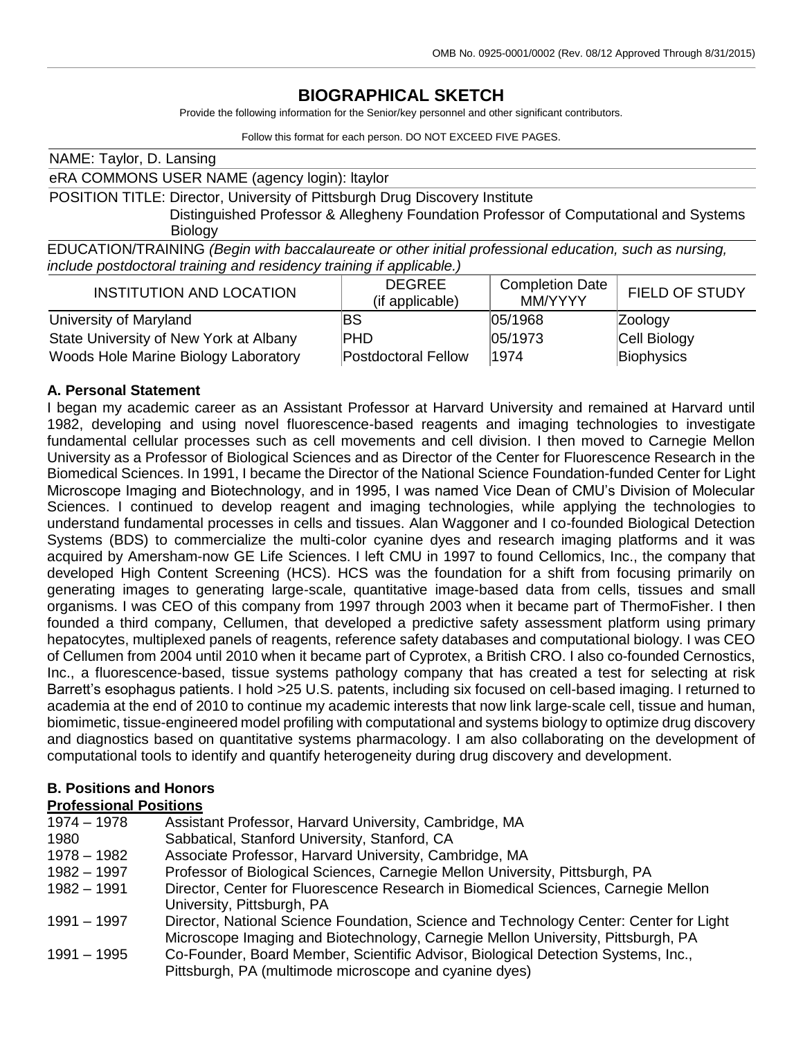# BIOGRAPHICAL SKETCH

Provide the following information for the Senior/key personnel and other significant contributors.

Follow this format for each person. DO NOT EXCEED FIVE PAGES.

NAME: Taylor, D. Lansing

eRA COMMONS USER NAME (agency login): ltaylor

POSITION TITLE: Director, University of Pittsburgh Drug Discovery Institute
Distinguished Professor & Allegheny Foundation Professor of Computational and Systems Biology

EDUCATION/TRAINING *(Begin with baccalaureate or other initial professional education, such as nursing, include postdoctoral training and residency training if applicable.)*

| INSTITUTION AND LOCATION | DEGREE (if applicable) | Completion Date MM/YYYY | FIELD OF STUDY |
|---|---|---|---|
| University of Maryland | BS | 05/1968 | Zoology |
| State University of New York at Albany | PHD | 05/1973 | Cell Biology |
| Woods Hole Marine Biology Laboratory | Postdoctoral Fellow | 1974 | Biophysics |

## A. Personal Statement

I began my academic career as an Assistant Professor at Harvard University and remained at Harvard until 1982, developing and using novel fluorescence-based reagents and imaging technologies to investigate fundamental cellular processes such as cell movements and cell division. I then moved to Carnegie Mellon University as a Professor of Biological Sciences and as Director of the Center for Fluorescence Research in the Biomedical Sciences. In 1991, I became the Director of the National Science Foundation-funded Center for Light Microscope Imaging and Biotechnology, and in 1995, I was named Vice Dean of CMU's Division of Molecular Sciences. I continued to develop reagent and imaging technologies, while applying the technologies to understand fundamental processes in cells and tissues. Alan Waggoner and I co-founded Biological Detection Systems (BDS) to commercialize the multi-color cyanine dyes and research imaging platforms and it was acquired by Amersham-now GE Life Sciences. I left CMU in 1997 to found Cellomics, Inc., the company that developed High Content Screening (HCS). HCS was the foundation for a shift from focusing primarily on generating images to generating large-scale, quantitative image-based data from cells, tissues and small organisms. I was CEO of this company from 1997 through 2003 when it became part of ThermoFisher. I then founded a third company, Cellumen, that developed a predictive safety assessment platform using primary hepatocytes, multiplexed panels of reagents, reference safety databases and computational biology. I was CEO of Cellumen from 2004 until 2010 when it became part of Cyprotex, a British CRO. I also co-founded Cernostics, Inc., a fluorescence-based, tissue systems pathology company that has created a test for selecting at risk Barrett's esophagus patients. I hold >25 U.S. patents, including six focused on cell-based imaging. I returned to academia at the end of 2010 to continue my academic interests that now link large-scale cell, tissue and human, biomimetic, tissue-engineered model profiling with computational and systems biology to optimize drug discovery and diagnostics based on quantitative systems pharmacology. I am also collaborating on the development of computational tools to identify and quantify heterogeneity during drug discovery and development.

## B. Positions and Honors

**Professional Positions**

| | |
|---|---|
| 1974 – 1978 | Assistant Professor, Harvard University, Cambridge, MA |
| 1980 | Sabbatical, Stanford University, Stanford, CA |
| 1978 – 1982 | Associate Professor, Harvard University, Cambridge, MA |
| 1982 – 1997 | Professor of Biological Sciences, Carnegie Mellon University, Pittsburgh, PA |
| 1982 – 1991 | Director, Center for Fluorescence Research in Biomedical Sciences, Carnegie Mellon University, Pittsburgh, PA |
| 1991 – 1997 | Director, National Science Foundation, Science and Technology Center: Center for Light Microscope Imaging and Biotechnology, Carnegie Mellon University, Pittsburgh, PA |
| 1991 – 1995 | Co-Founder, Board Member, Scientific Advisor, Biological Detection Systems, Inc., Pittsburgh, PA (multimode microscope and cyanine dyes) |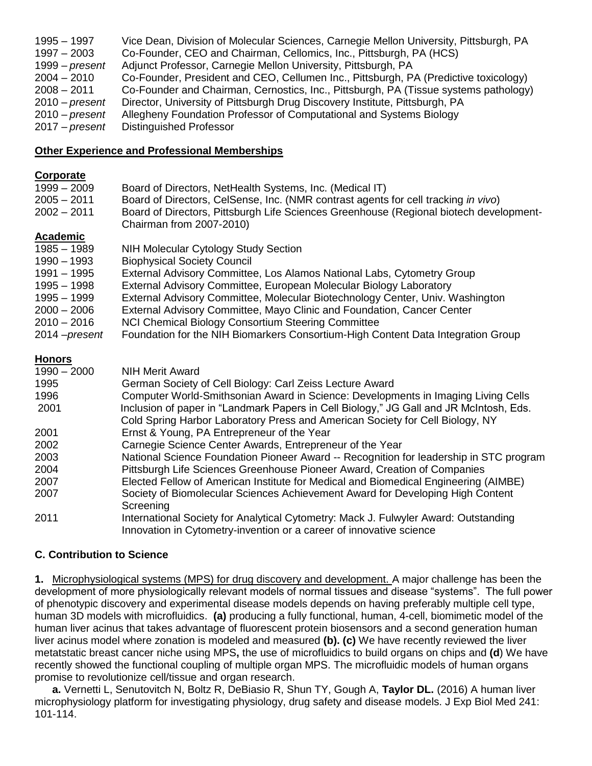1995 – 1997 Vice Dean, Division of Molecular Sciences, Carnegie Mellon University, Pittsburgh, PA
1997 – 2003 Co-Founder, CEO and Chairman, Cellomics, Inc., Pittsburgh, PA (HCS)
1999 – *present* Adjunct Professor, Carnegie Mellon University, Pittsburgh, PA
2004 – 2010 Co-Founder, President and CEO, Cellumen Inc., Pittsburgh, PA (Predictive toxicology)
2008 – 2011 Co-Founder and Chairman, Cernostics, Inc., Pittsburgh, PA (Tissue systems pathology)
2010 – *present* Director, University of Pittsburgh Drug Discovery Institute, Pittsburgh, PA
2010 – *present* Allegheny Foundation Professor of Computational and Systems Biology
2017 – *present* Distinguished Professor

**Other Experience and Professional Memberships**

**Corporate**

1999 – 2009 Board of Directors, NetHealth Systems, Inc. (Medical IT)
2005 – 2011 Board of Directors, CelSense, Inc. (NMR contrast agents for cell tracking *in vivo*)
2002 – 2011 Board of Directors, Pittsburgh Life Sciences Greenhouse (Regional biotech development-Chairman from 2007-2010)

**Academic**

1985 – 1989 NIH Molecular Cytology Study Section
1990 – 1993 Biophysical Society Council
1991 – 1995 External Advisory Committee, Los Alamos National Labs, Cytometry Group
1995 – 1998 External Advisory Committee, European Molecular Biology Laboratory
1995 – 1999 External Advisory Committee, Molecular Biotechnology Center, Univ. Washington
2000 – 2006 External Advisory Committee, Mayo Clinic and Foundation, Cancer Center
2010 – 2016 NCI Chemical Biology Consortium Steering Committee
2014 –*present* Foundation for the NIH Biomarkers Consortium-High Content Data Integration Group

**Honors**

1990 – 2000 NIH Merit Award
1995 German Society of Cell Biology: Carl Zeiss Lecture Award
1996 Computer World-Smithsonian Award in Science: Developments in Imaging Living Cells
2001 Inclusion of paper in "Landmark Papers in Cell Biology," JG Gall and JR McIntosh, Eds. Cold Spring Harbor Laboratory Press and American Society for Cell Biology, NY
2001 Ernst & Young, PA Entrepreneur of the Year
2002 Carnegie Science Center Awards, Entrepreneur of the Year
2003 National Science Foundation Pioneer Award -- Recognition for leadership in STC program
2004 Pittsburgh Life Sciences Greenhouse Pioneer Award, Creation of Companies
2007 Elected Fellow of American Institute for Medical and Biomedical Engineering (AIMBE)
2007 Society of Biomolecular Sciences Achievement Award for Developing High Content Screening
2011 International Society for Analytical Cytometry: Mack J. Fulwyler Award: Outstanding Innovation in Cytometry-invention or a career of innovative science

## C. Contribution to Science

**1.** Microphysiological systems (MPS) for drug discovery and development. A major challenge has been the development of more physiologically relevant models of normal tissues and disease "systems". The full power of phenotypic discovery and experimental disease models depends on having preferably multiple cell type, human 3D models with microfluidics. **(a)** producing a fully functional, human, 4-cell, biomimetic model of the human liver acinus that takes advantage of fluorescent protein biosensors and a second generation human liver acinus model where zonation is modeled and measured **(b). (c)** We have recently reviewed the liver metatstatic breast cancer niche using MPS**,** the use of microfluidics to build organs on chips and **(d**) We have recently showed the functional coupling of multiple organ MPS. The microfluidic models of human organs promise to revolutionize cell/tissue and organ research.

**a.** Vernetti L, Senutovitch N, Boltz R, DeBiasio R, Shun TY, Gough A, **Taylor DL.** (2016) A human liver microphysiology platform for investigating physiology, drug safety and disease models. J Exp Biol Med 241: 101-114.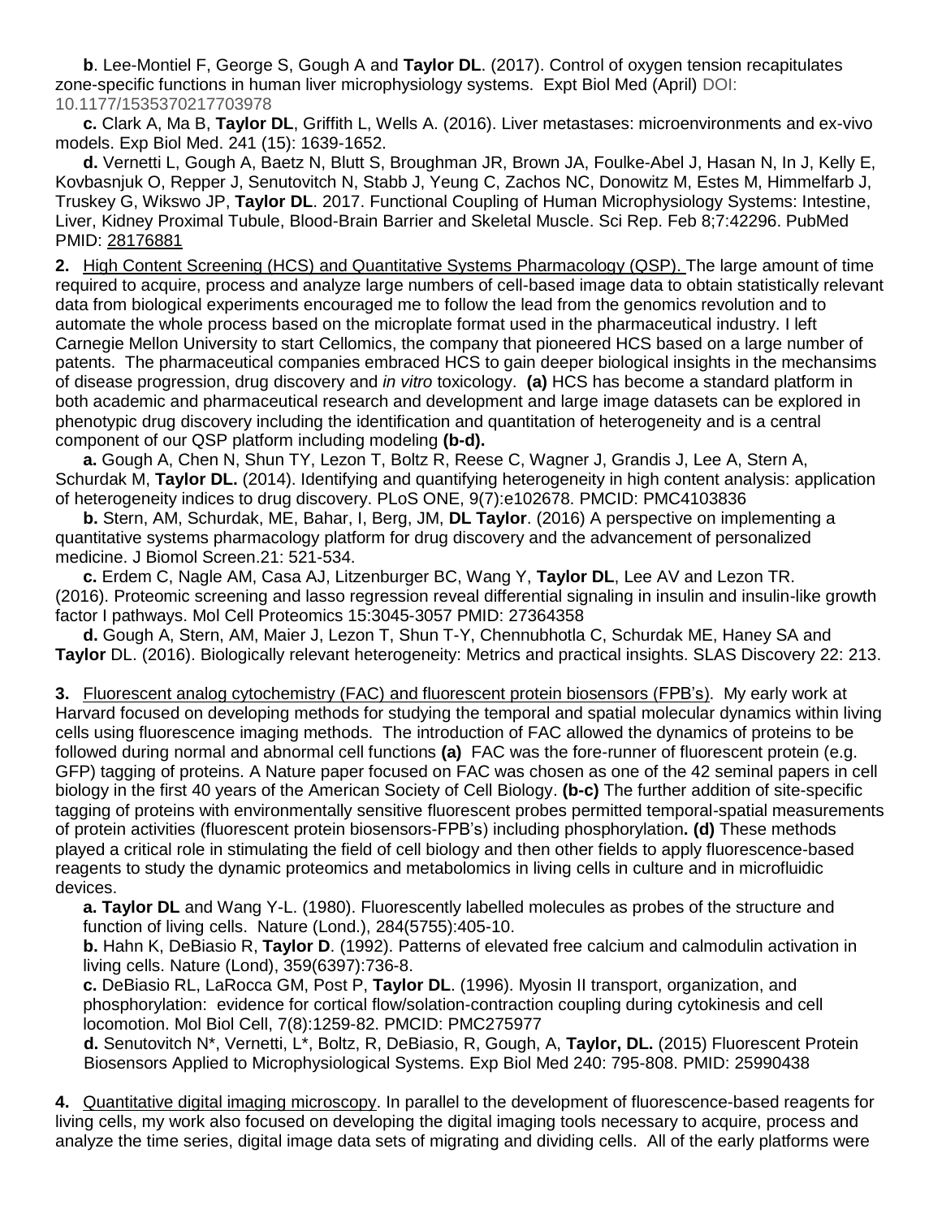**b**. Lee-Montiel F, George S, Gough A and **Taylor DL**. (2017). Control of oxygen tension recapitulates zone-specific functions in human liver microphysiology systems. Expt Biol Med (April) DOI: 10.1177/1535370217703978

**c.** Clark A, Ma B, **Taylor DL**, Griffith L, Wells A. (2016). Liver metastases: microenvironments and ex-vivo models. Exp Biol Med. 241 (15): 1639-1652.

**d.** Vernetti L, Gough A, Baetz N, Blutt S, Broughman JR, Brown JA, Foulke-Abel J, Hasan N, In J, Kelly E, Kovbasnjuk O, Repper J, Senutovitch N, Stabb J, Yeung C, Zachos NC, Donowitz M, Estes M, Himmelfarb J, Truskey G, Wikswo JP, **Taylor DL**. 2017. Functional Coupling of Human Microphysiology Systems: Intestine, Liver, Kidney Proximal Tubule, Blood-Brain Barrier and Skeletal Muscle. Sci Rep. Feb 8;7:42296. PubMed PMID: 28176881

**2.** High Content Screening (HCS) and Quantitative Systems Pharmacology (QSP). The large amount of time required to acquire, process and analyze large numbers of cell-based image data to obtain statistically relevant data from biological experiments encouraged me to follow the lead from the genomics revolution and to automate the whole process based on the microplate format used in the pharmaceutical industry. I left Carnegie Mellon University to start Cellomics, the company that pioneered HCS based on a large number of patents. The pharmaceutical companies embraced HCS to gain deeper biological insights in the mechansims of disease progression, drug discovery and *in vitro* toxicology. **(a)** HCS has become a standard platform in both academic and pharmaceutical research and development and large image datasets can be explored in phenotypic drug discovery including the identification and quantitation of heterogeneity and is a central component of our QSP platform including modeling **(b-d).**

**a.** Gough A, Chen N, Shun TY, Lezon T, Boltz R, Reese C, Wagner J, Grandis J, Lee A, Stern A, Schurdak M, **Taylor DL.** (2014). Identifying and quantifying heterogeneity in high content analysis: application of heterogeneity indices to drug discovery. PLoS ONE, 9(7):e102678. PMCID: PMC4103836

**b.** Stern, AM, Schurdak, ME, Bahar, I, Berg, JM, **DL Taylor**. (2016) A perspective on implementing a quantitative systems pharmacology platform for drug discovery and the advancement of personalized medicine. J Biomol Screen.21: 521-534.

**c.** Erdem C, Nagle AM, Casa AJ, Litzenburger BC, Wang Y, **Taylor DL**, Lee AV and Lezon TR. (2016). Proteomic screening and lasso regression reveal differential signaling in insulin and insulin-like growth factor I pathways. Mol Cell Proteomics 15:3045-3057 PMID: 27364358

**d.** Gough A, Stern, AM, Maier J, Lezon T, Shun T-Y, Chennubhotla C, Schurdak ME, Haney SA and **Taylor** DL. (2016). Biologically relevant heterogeneity: Metrics and practical insights. SLAS Discovery 22: 213.

**3.** Fluorescent analog cytochemistry (FAC) and fluorescent protein biosensors (FPB's). My early work at Harvard focused on developing methods for studying the temporal and spatial molecular dynamics within living cells using fluorescence imaging methods. The introduction of FAC allowed the dynamics of proteins to be followed during normal and abnormal cell functions **(a)** FAC was the fore-runner of fluorescent protein (e.g. GFP) tagging of proteins. A Nature paper focused on FAC was chosen as one of the 42 seminal papers in cell biology in the first 40 years of the American Society of Cell Biology. **(b-c)** The further addition of site-specific tagging of proteins with environmentally sensitive fluorescent probes permitted temporal-spatial measurements of protein activities (fluorescent protein biosensors-FPB's) including phosphorylation**. (d)** These methods played a critical role in stimulating the field of cell biology and then other fields to apply fluorescence-based reagents to study the dynamic proteomics and metabolomics in living cells in culture and in microfluidic devices.

**a. Taylor DL** and Wang Y-L. (1980). Fluorescently labelled molecules as probes of the structure and function of living cells. Nature (Lond.), 284(5755):405-10.

**b.** Hahn K, DeBiasio R, **Taylor D**. (1992). Patterns of elevated free calcium and calmodulin activation in living cells. Nature (Lond), 359(6397):736-8.

**c.** DeBiasio RL, LaRocca GM, Post P, **Taylor DL**. (1996). Myosin II transport, organization, and phosphorylation: evidence for cortical flow/solation-contraction coupling during cytokinesis and cell locomotion. Mol Biol Cell, 7(8):1259-82. PMCID: PMC275977

**d.** Senutovitch N*, Vernetti, L*, Boltz, R, DeBiasio, R, Gough, A, **Taylor, DL.** (2015) Fluorescent Protein Biosensors Applied to Microphysiological Systems. Exp Biol Med 240: 795-808. PMID: 25990438

**4.** Quantitative digital imaging microscopy. In parallel to the development of fluorescence-based reagents for living cells, my work also focused on developing the digital imaging tools necessary to acquire, process and analyze the time series, digital image data sets of migrating and dividing cells. All of the early platforms were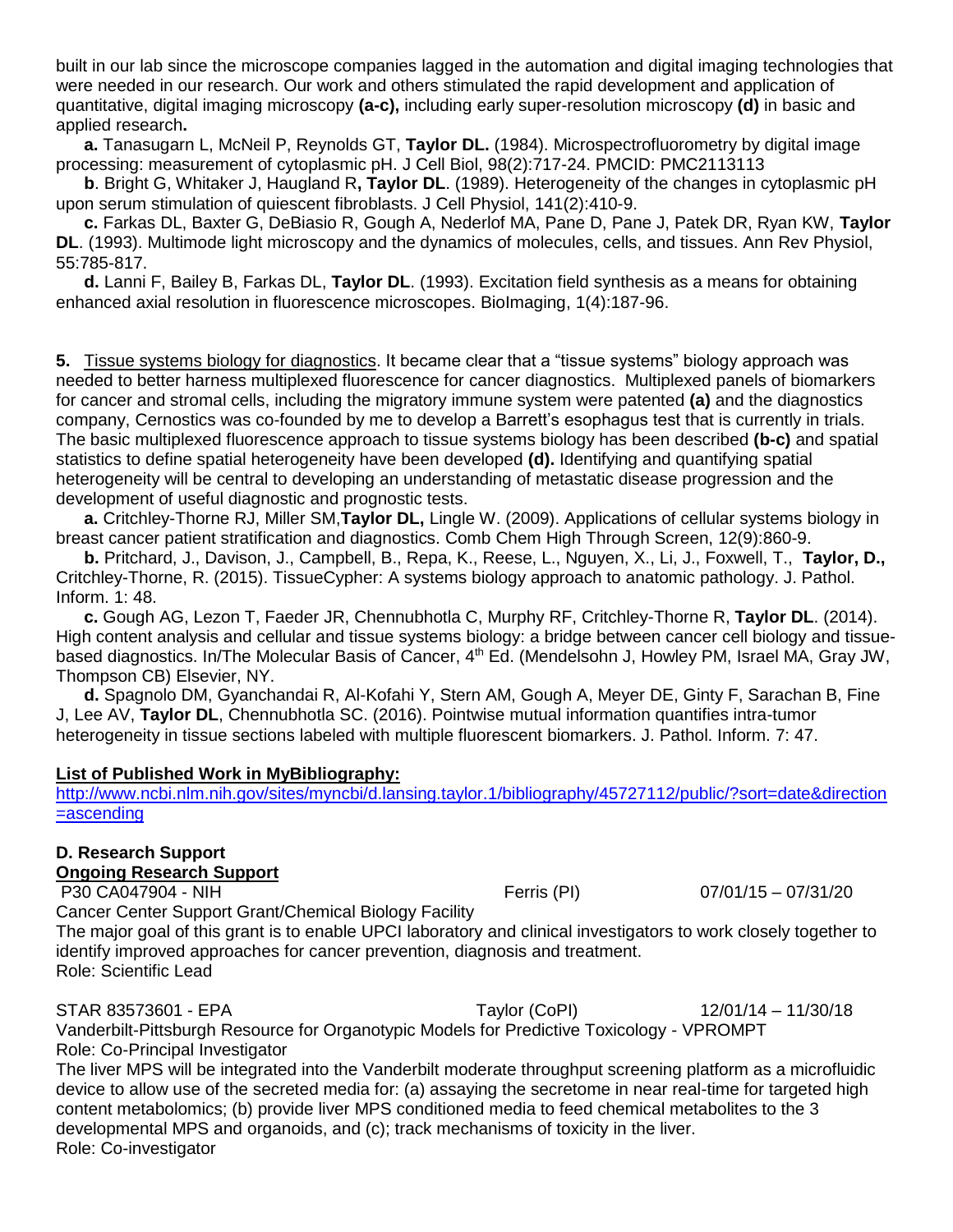built in our lab since the microscope companies lagged in the automation and digital imaging technologies that were needed in our research. Our work and others stimulated the rapid development and application of quantitative, digital imaging microscopy **(a-c),** including early super-resolution microscopy **(d)** in basic and applied research**.**

**a.** Tanasugarn L, McNeil P, Reynolds GT, **Taylor DL.** (1984). Microspectrofluorometry by digital image processing: measurement of cytoplasmic pH. J Cell Biol, 98(2):717-24. PMCID: PMC2113113

**b**. Bright G, Whitaker J, Haugland R**, Taylor DL**. (1989). Heterogeneity of the changes in cytoplasmic pH upon serum stimulation of quiescent fibroblasts. J Cell Physiol, 141(2):410-9.

**c.** Farkas DL, Baxter G, DeBiasio R, Gough A, Nederlof MA, Pane D, Pane J, Patek DR, Ryan KW, **Taylor DL**. (1993). Multimode light microscopy and the dynamics of molecules, cells, and tissues. Ann Rev Physiol, 55:785-817.

**d.** Lanni F, Bailey B, Farkas DL, **Taylor DL**. (1993). Excitation field synthesis as a means for obtaining enhanced axial resolution in fluorescence microscopes. BioImaging, 1(4):187-96.

**5.** Tissue systems biology for diagnostics. It became clear that a "tissue systems" biology approach was needed to better harness multiplexed fluorescence for cancer diagnostics. Multiplexed panels of biomarkers for cancer and stromal cells, including the migratory immune system were patented **(a)** and the diagnostics company, Cernostics was co-founded by me to develop a Barrett's esophagus test that is currently in trials. The basic multiplexed fluorescence approach to tissue systems biology has been described **(b-c)** and spatial statistics to define spatial heterogeneity have been developed **(d).** Identifying and quantifying spatial heterogeneity will be central to developing an understanding of metastatic disease progression and the development of useful diagnostic and prognostic tests.

**a.** Critchley-Thorne RJ, Miller SM,**Taylor DL,** Lingle W. (2009). Applications of cellular systems biology in breast cancer patient stratification and diagnostics. Comb Chem High Through Screen, 12(9):860-9.

**b.** Pritchard, J., Davison, J., Campbell, B., Repa, K., Reese, L., Nguyen, X., Li, J., Foxwell, T., **Taylor, D.,** Critchley-Thorne, R. (2015). TissueCypher: A systems biology approach to anatomic pathology. J. Pathol. Inform. 1: 48.

**c.** Gough AG, Lezon T, Faeder JR, Chennubhotla C, Murphy RF, Critchley-Thorne R, **Taylor DL**. (2014). High content analysis and cellular and tissue systems biology: a bridge between cancer cell biology and tissue-based diagnostics. In/The Molecular Basis of Cancer, 4th Ed. (Mendelsohn J, Howley PM, Israel MA, Gray JW, Thompson CB) Elsevier, NY.

**d.** Spagnolo DM, Gyanchandai R, Al-Kofahi Y, Stern AM, Gough A, Meyer DE, Ginty F, Sarachan B, Fine J, Lee AV, **Taylor DL**, Chennubhotla SC. (2016). Pointwise mutual information quantifies intra-tumor heterogeneity in tissue sections labeled with multiple fluorescent biomarkers. J. Pathol. Inform. 7: 47.

**List of Published Work in MyBibliography:**

http://www.ncbi.nlm.nih.gov/sites/myncbi/d.lansing.taylor.1/bibliography/45727112/public/?sort=date&direction=ascending

**D. Research Support**

**Ongoing Research Support**

P30 CA047904 - NIH  Ferris (PI)  07/01/15 – 07/31/20

Cancer Center Support Grant/Chemical Biology Facility

The major goal of this grant is to enable UPCI laboratory and clinical investigators to work closely together to identify improved approaches for cancer prevention, diagnosis and treatment.

Role: Scientific Lead

STAR 83573601 - EPA  Taylor (CoPI)  12/01/14 – 11/30/18

Vanderbilt-Pittsburgh Resource for Organotypic Models for Predictive Toxicology - VPROMPT

Role: Co-Principal Investigator

The liver MPS will be integrated into the Vanderbilt moderate throughput screening platform as a microfluidic device to allow use of the secreted media for: (a) assaying the secretome in near real-time for targeted high content metabolomics; (b) provide liver MPS conditioned media to feed chemical metabolites to the 3 developmental MPS and organoids, and (c); track mechanisms of toxicity in the liver.

Role: Co-investigator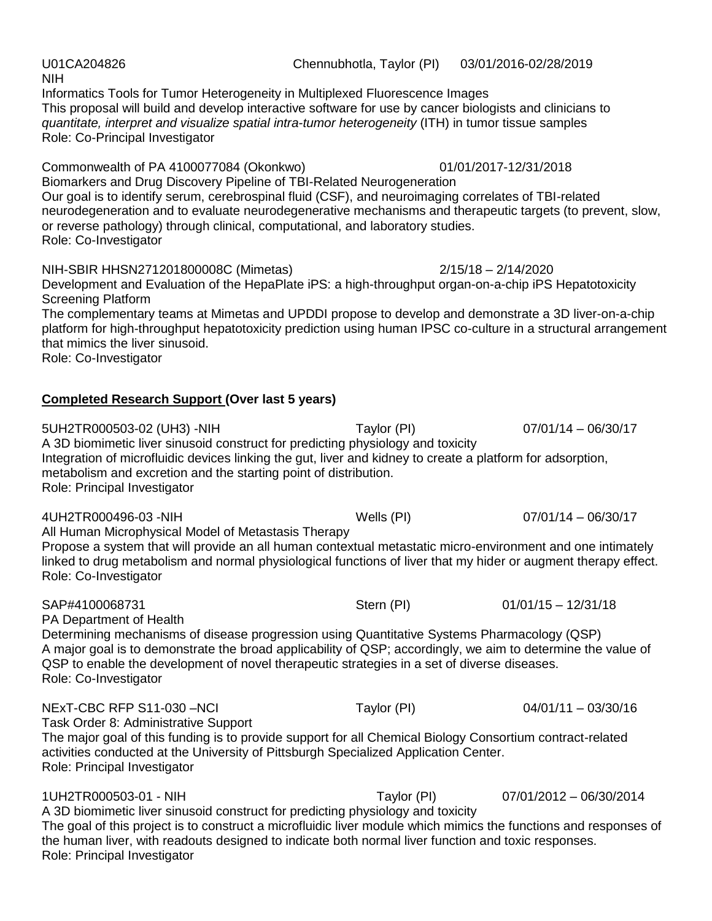U01CA204826 Chennubhotla, Taylor (PI) 03/01/2016-02/28/2019
NIH
Informatics Tools for Tumor Heterogeneity in Multiplexed Fluorescence Images
This proposal will build and develop interactive software for use by cancer biologists and clinicians to *quantitate, interpret and visualize spatial intra-tumor heterogeneity* (ITH) in tumor tissue samples
Role: Co-Principal Investigator

Commonwealth of PA 4100077084 (Okonkwo) 01/01/2017-12/31/2018
Biomarkers and Drug Discovery Pipeline of TBI-Related Neurogeneration
Our goal is to identify serum, cerebrospinal fluid (CSF), and neuroimaging correlates of TBI-related neurodegeneration and to evaluate neurodegenerative mechanisms and therapeutic targets (to prevent, slow, or reverse pathology) through clinical, computational, and laboratory studies.
Role: Co-Investigator

NIH-SBIR HHSN271201800008C (Mimetas) 2/15/18 – 2/14/2020
Development and Evaluation of the HepaPlate iPS: a high-throughput organ-on-a-chip iPS Hepatotoxicity Screening Platform
The complementary teams at Mimetas and UPDDI propose to develop and demonstrate a 3D liver-on-a-chip platform for high-throughput hepatotoxicity prediction using human IPSC co-culture in a structural arrangement that mimics the liver sinusoid.
Role: Co-Investigator

**<u>Completed Research Support</u> (Over last 5 years)**

5UH2TR000503-02 (UH3) -NIH Taylor (PI) 07/01/14 – 06/30/17
A 3D biomimetic liver sinusoid construct for predicting physiology and toxicity
Integration of microfluidic devices linking the gut, liver and kidney to create a platform for adsorption, metabolism and excretion and the starting point of distribution.
Role: Principal Investigator

4UH2TR000496-03 -NIH Wells (PI) 07/01/14 – 06/30/17
All Human Microphysical Model of Metastasis Therapy
Propose a system that will provide an all human contextual metastatic micro-environment and one intimately linked to drug metabolism and normal physiological functions of liver that my hider or augment therapy effect.
Role: Co-Investigator

SAP#4100068731 Stern (PI) 01/01/15 – 12/31/18
PA Department of Health
Determining mechanisms of disease progression using Quantitative Systems Pharmacology (QSP)
A major goal is to demonstrate the broad applicability of QSP; accordingly, we aim to determine the value of QSP to enable the development of novel therapeutic strategies in a set of diverse diseases.
Role: Co-Investigator

NExT-CBC RFP S11-030 –NCI Taylor (PI) 04/01/11 – 03/30/16
Task Order 8: Administrative Support
The major goal of this funding is to provide support for all Chemical Biology Consortium contract-related activities conducted at the University of Pittsburgh Specialized Application Center.
Role: Principal Investigator

1UH2TR000503-01 - NIH Taylor (PI) 07/01/2012 – 06/30/2014
A 3D biomimetic liver sinusoid construct for predicting physiology and toxicity
The goal of this project is to construct a microfluidic liver module which mimics the functions and responses of the human liver, with readouts designed to indicate both normal liver function and toxic responses.
Role: Principal Investigator